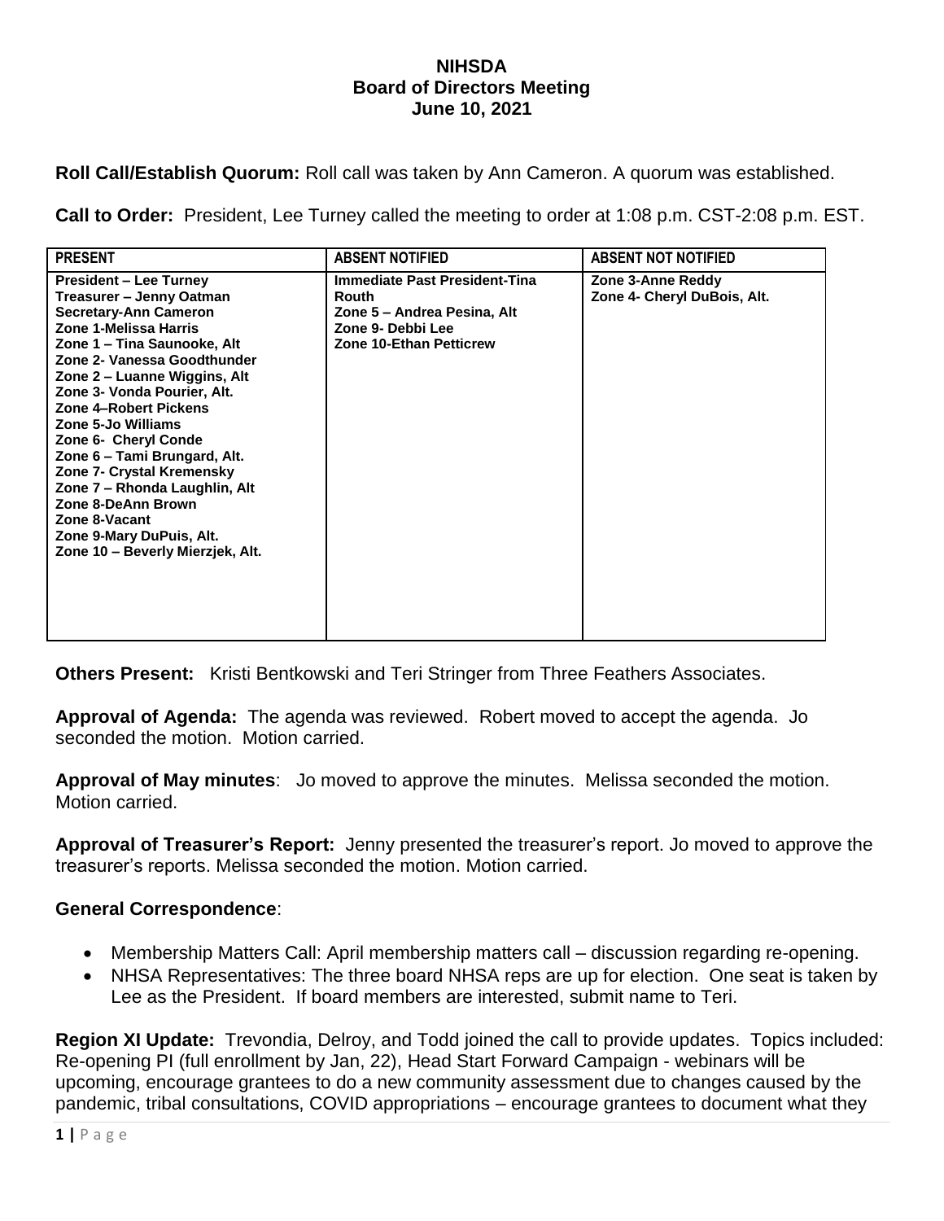**NIHSDA**
**Board of Directors Meeting**
**June 10, 2021**

**Roll Call/Establish Quorum:** Roll call was taken by Ann Cameron. A quorum was established.

**Call to Order:** President, Lee Turney called the meeting to order at 1:08 p.m. CST-2:08 p.m. EST.

| PRESENT | ABSENT NOTIFIED | ABSENT NOT NOTIFIED |
|---|---|---|
| **President – Lee Turney**<br>**Treasurer – Jenny Oatman**<br>**Secretary-Ann Cameron**<br>**Zone 1-Melissa Harris**<br>**Zone 1 – Tina Saunooke, Alt**<br>**Zone 2- Vanessa Goodthunder**<br>**Zone 2 – Luanne Wiggins, Alt**<br>**Zone 3- Vonda Pourier, Alt.**<br>**Zone 4–Robert Pickens**<br>**Zone 5-Jo Williams**<br>**Zone 6- Cheryl Conde**<br>**Zone 6 – Tami Brungard, Alt.**<br>**Zone 7- Crystal Kremensky**<br>**Zone 7 – Rhonda Laughlin, Alt**<br>**Zone 8-DeAnn Brown**<br>**Zone 8-Vacant**<br>**Zone 9-Mary DuPuis, Alt.**<br>**Zone 10 – Beverly Mierzjek, Alt.** | **Immediate Past President-Tina Routh**<br>**Zone 5 – Andrea Pesina, Alt**<br>**Zone 9- Debbi Lee**<br>**Zone 10-Ethan Petticrew** | **Zone 3-Anne Reddy**<br>**Zone 4- Cheryl DuBois, Alt.** |

**Others Present:** Kristi Bentkowski and Teri Stringer from Three Feathers Associates.

**Approval of Agenda:** The agenda was reviewed. Robert moved to accept the agenda. Jo seconded the motion. Motion carried.

**Approval of May minutes**: Jo moved to approve the minutes. Melissa seconded the motion. Motion carried.

**Approval of Treasurer's Report:** Jenny presented the treasurer's report. Jo moved to approve the treasurer's reports. Melissa seconded the motion. Motion carried.

**General Correspondence**:

- Membership Matters Call: April membership matters call – discussion regarding re-opening.
- NHSA Representatives: The three board NHSA reps are up for election. One seat is taken by Lee as the President. If board members are interested, submit name to Teri.

**Region XI Update:** Trevondia, Delroy, and Todd joined the call to provide updates. Topics included: Re-opening PI (full enrollment by Jan, 22), Head Start Forward Campaign - webinars will be upcoming, encourage grantees to do a new community assessment due to changes caused by the pandemic, tribal consultations, COVID appropriations – encourage grantees to document what they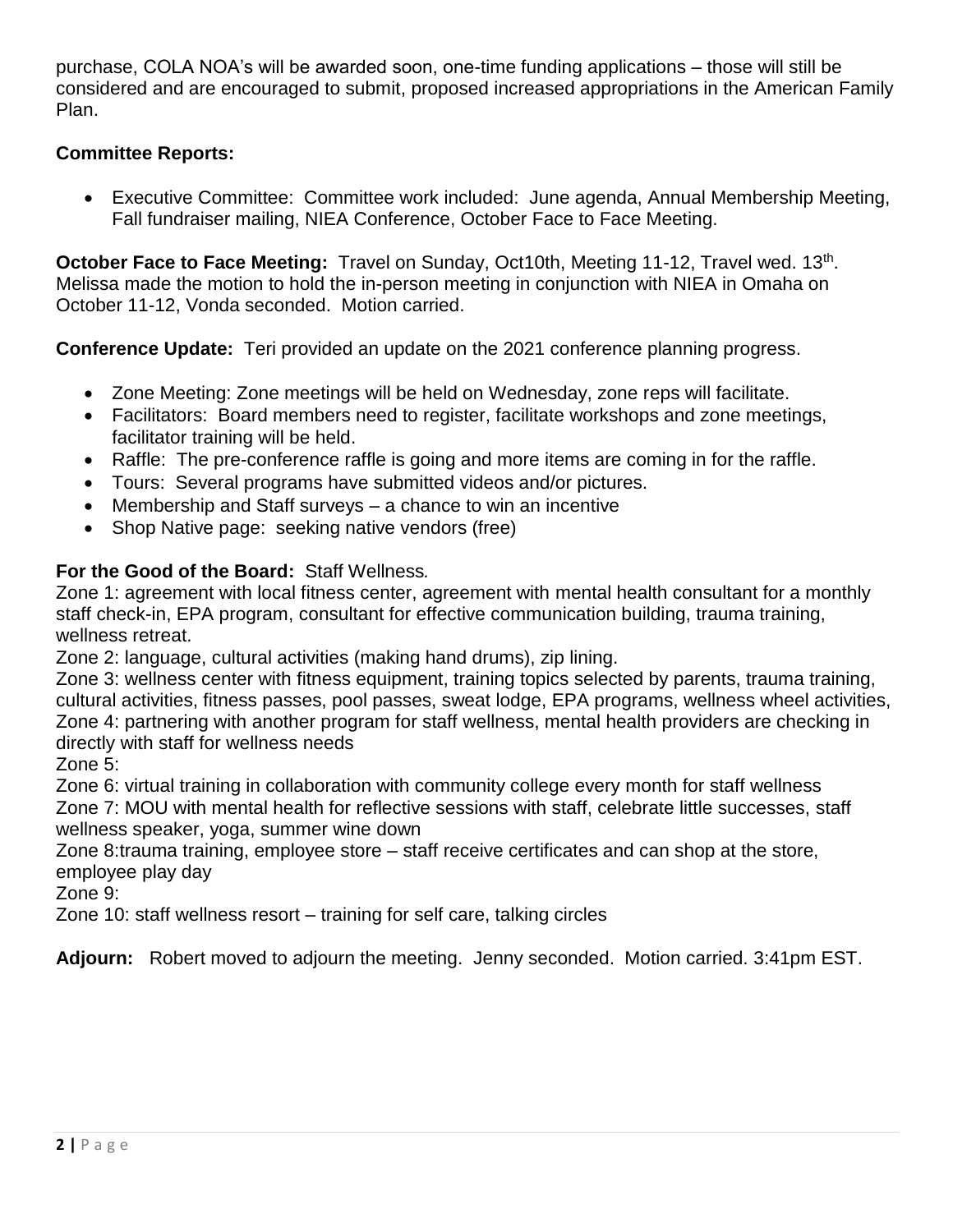purchase, COLA NOA's will be awarded soon, one-time funding applications – those will still be considered and are encouraged to submit, proposed increased appropriations in the American Family Plan.

**Committee Reports:**

- Executive Committee: Committee work included: June agenda, Annual Membership Meeting, Fall fundraiser mailing, NIEA Conference, October Face to Face Meeting.

**October Face to Face Meeting:** Travel on Sunday, Oct10th, Meeting 11-12, Travel wed. 13th. Melissa made the motion to hold the in-person meeting in conjunction with NIEA in Omaha on October 11-12, Vonda seconded. Motion carried.

**Conference Update:** Teri provided an update on the 2021 conference planning progress.

- Zone Meeting: Zone meetings will be held on Wednesday, zone reps will facilitate.
- Facilitators: Board members need to register, facilitate workshops and zone meetings, facilitator training will be held.
- Raffle: The pre-conference raffle is going and more items are coming in for the raffle.
- Tours: Several programs have submitted videos and/or pictures.
- Membership and Staff surveys – a chance to win an incentive
- Shop Native page: seeking native vendors (free)

**For the Good of the Board:** Staff Wellness*.*

Zone 1: agreement with local fitness center, agreement with mental health consultant for a monthly staff check-in, EPA program, consultant for effective communication building, trauma training, wellness retreat.

Zone 2: language, cultural activities (making hand drums), zip lining.

Zone 3: wellness center with fitness equipment, training topics selected by parents, trauma training, cultural activities, fitness passes, pool passes, sweat lodge, EPA programs, wellness wheel activities,

Zone 4: partnering with another program for staff wellness, mental health providers are checking in directly with staff for wellness needs

Zone 5:

Zone 6: virtual training in collaboration with community college every month for staff wellness

Zone 7: MOU with mental health for reflective sessions with staff, celebrate little successes, staff wellness speaker, yoga, summer wine down

Zone 8:trauma training, employee store – staff receive certificates and can shop at the store, employee play day

Zone 9:

Zone 10: staff wellness resort – training for self care, talking circles

**Adjourn:** Robert moved to adjourn the meeting. Jenny seconded. Motion carried. 3:41pm EST.